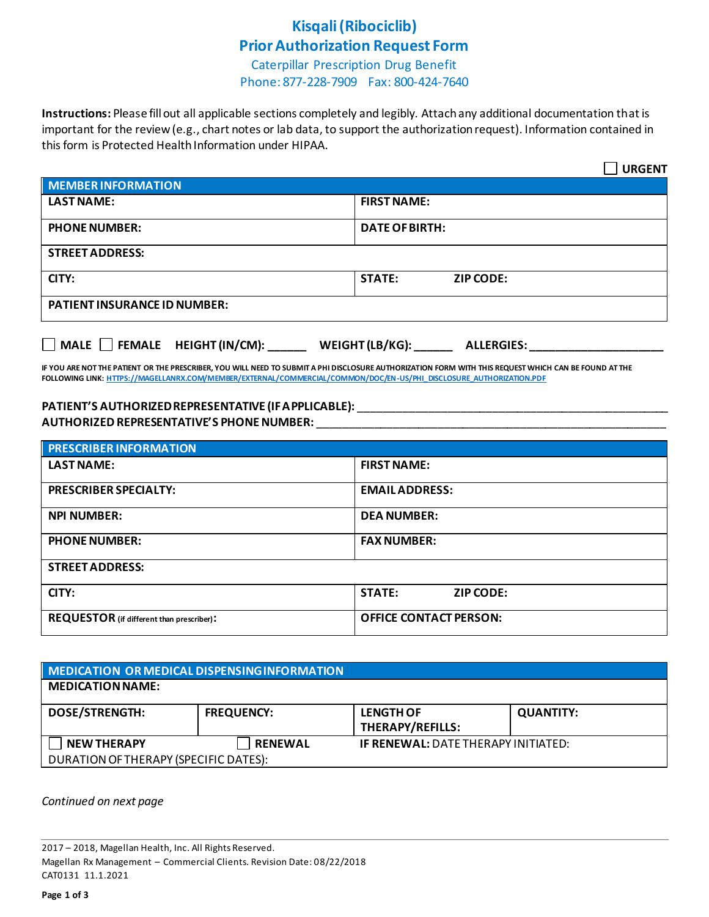# Kisqali (Ribociclib)
## Prior Authorization Request Form

Caterpillar Prescription Drug Benefit
Phone: 877-228-7909 Fax: 800-424-7640

**Instructions:** Please fill out all applicable sections completely and legibly. Attach any additional documentation that is important for the review (e.g., chart notes or lab data, to support the authorization request). Information contained in this form is Protected Health Information under HIPAA.

☐ **URGENT**

| MEMBER INFORMATION | |
|---|---|
| LAST NAME: | FIRST NAME: |
| PHONE NUMBER: | DATE OF BIRTH: |
| STREET ADDRESS: | |
| CITY: | STATE: ZIP CODE: |
| PATIENT INSURANCE ID NUMBER: | |

☐ **MALE** ☐ **FEMALE** **HEIGHT (IN/CM):** ______ **WEIGHT (LB/KG):** ______ **ALLERGIES:** ____________________

IF YOU ARE NOT THE PATIENT OR THE PRESCRIBER, YOU WILL NEED TO SUBMIT A PHI DISCLOSURE AUTHORIZATION FORM WITH THIS REQUEST WHICH CAN BE FOUND AT THE FOLLOWING LINK: HTTPS://MAGELLANRX.COM/MEMBER/EXTERNAL/COMMERCIAL/COMMON/DOC/EN-US/PHI_DISCLOSURE_AUTHORIZATION.PDF

**PATIENT'S AUTHORIZED REPRESENTATIVE (IF APPLICABLE):** ____________________________________________
**AUTHORIZED REPRESENTATIVE'S PHONE NUMBER:** ____________________________________________

| PRESCRIBER INFORMATION | |
|---|---|
| LAST NAME: | FIRST NAME: |
| PRESCRIBER SPECIALTY: | EMAIL ADDRESS: |
| NPI NUMBER: | DEA NUMBER: |
| PHONE NUMBER: | FAX NUMBER: |
| STREET ADDRESS: | |
| CITY: | STATE: ZIP CODE: |
| REQUESTOR (if different than prescriber): | OFFICE CONTACT PERSON: |

| MEDICATION OR MEDICAL DISPENSING INFORMATION | | | |
|---|---|---|---|
| MEDICATION NAME: | | | |
| DOSE/STRENGTH: | FREQUENCY: | LENGTH OF THERAPY/REFILLS: | QUANTITY: |
| ☐ NEW THERAPY | ☐ RENEWAL | IF RENEWAL: DATE THERAPY INITIATED: | |
| DURATION OF THERAPY (SPECIFIC DATES): | | | |

*Continued on next page*

2017 – 2018, Magellan Health, Inc. All Rights Reserved.
Magellan Rx Management – Commercial Clients. Revision Date: 08/22/2018
CAT0131 11.1.2021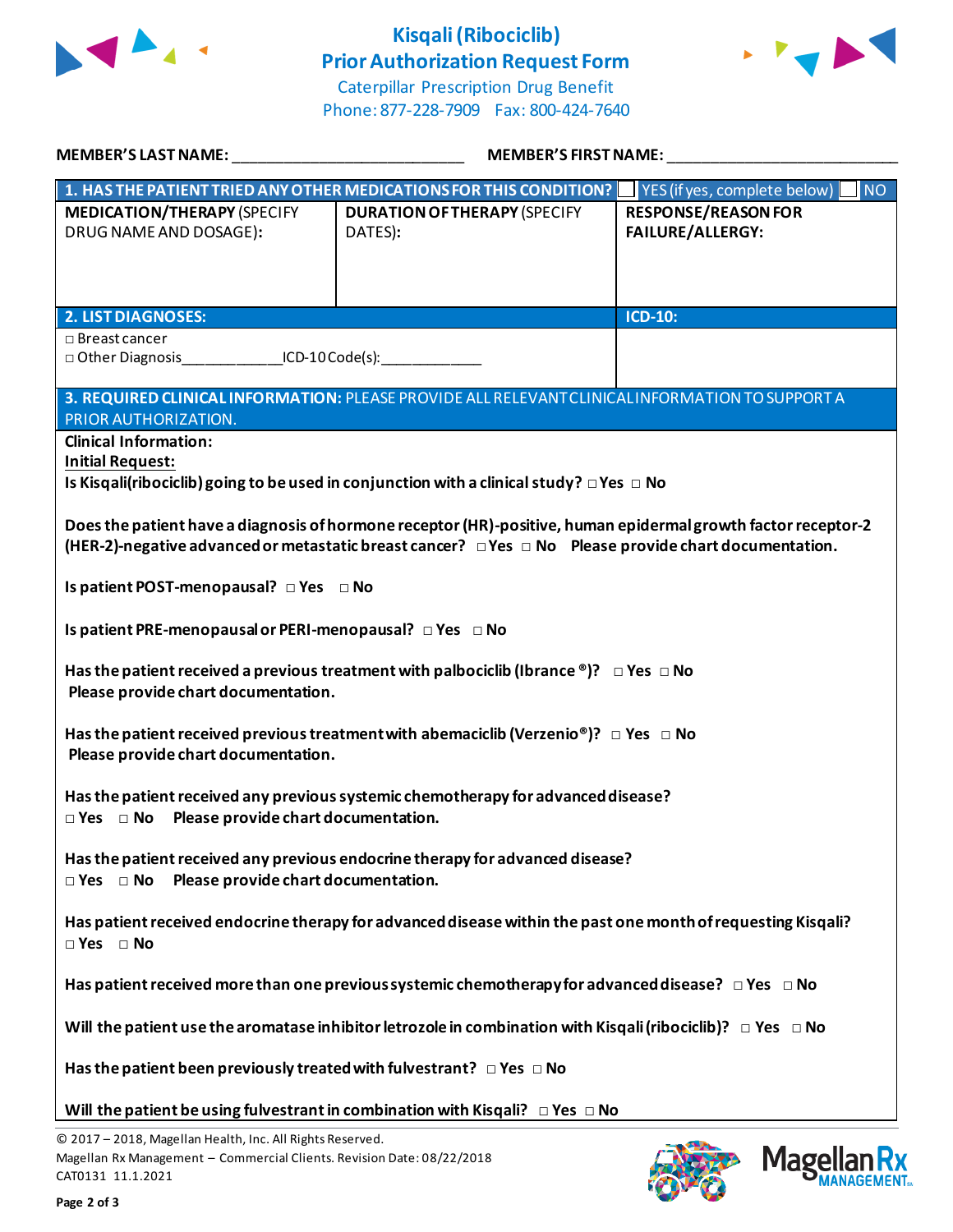# Kisqali (Ribociclib) Prior Authorization Request Form

Caterpillar Prescription Drug Benefit
Phone: 877-228-7909 Fax: 800-424-7640

**MEMBER'S LAST NAME:** ___________________________ **MEMBER'S FIRST NAME:** ___________________________

| **1. HAS THE PATIENT TRIED ANY OTHER MEDICATIONS FOR THIS CONDITION?** | | ☐ YES (if yes, complete below) ☐ NO |
|---|---|---|
| **MEDICATION/THERAPY** (SPECIFY DRUG NAME AND DOSAGE): | **DURATION OF THERAPY** (SPECIFY DATES): | **RESPONSE/REASON FOR FAILURE/ALLERGY:** |
| | | |

| **2. LIST DIAGNOSES:** | **ICD-10:** |
|---|---|
| □ Breast cancer<br>□ Other Diagnosis____________ICD-10 Code(s):____________ | |

**3. REQUIRED CLINICAL INFORMATION:** PLEASE PROVIDE ALL RELEVANT CLINICAL INFORMATION TO SUPPORT A PRIOR AUTHORIZATION.

**Clinical Information:**

**Initial Request:**

**Is Kisqali(ribociclib) going to be used in conjunction with a clinical study?** □ Yes □ No

**Does the patient have a diagnosis of hormone receptor (HR)-positive, human epidermal growth factor receptor-2 (HER-2)-negative advanced or metastatic breast cancer?** □ Yes □ No **Please provide chart documentation.**

**Is patient POST-menopausal?** □ Yes □ No

**Is patient PRE-menopausal or PERI-menopausal?** □ Yes □ No

**Has the patient received a previous treatment with palbociclib (Ibrance ®)?** □ Yes □ No
**Please provide chart documentation.**

**Has the patient received previous treatment with abemaciclib (Verzenio®)?** □ Yes □ No
**Please provide chart documentation.**

**Has the patient received any previous systemic chemotherapy for advanced disease?**
□ Yes □ No **Please provide chart documentation.**

**Has the patient received any previous endocrine therapy for advanced disease?**
□ Yes □ No **Please provide chart documentation.**

**Has patient received endocrine therapy for advanced disease within the past one month of requesting Kisqali?**
□ Yes □ No

**Has patient received more than one previous systemic chemotherapy for advanced disease?** □ Yes □ No

**Will the patient use the aromatase inhibitor letrozole in combination with Kisqali (ribociclib)?** □ Yes □ No

**Has the patient been previously treated with fulvestrant?** □ Yes □ No

**Will the patient be using fulvestrant in combination with Kisqali?** □ Yes □ No

© 2017 – 2018, Magellan Health, Inc. All Rights Reserved.
Magellan Rx Management – Commercial Clients. Revision Date: 08/22/2018
CAT0131 11.1.2021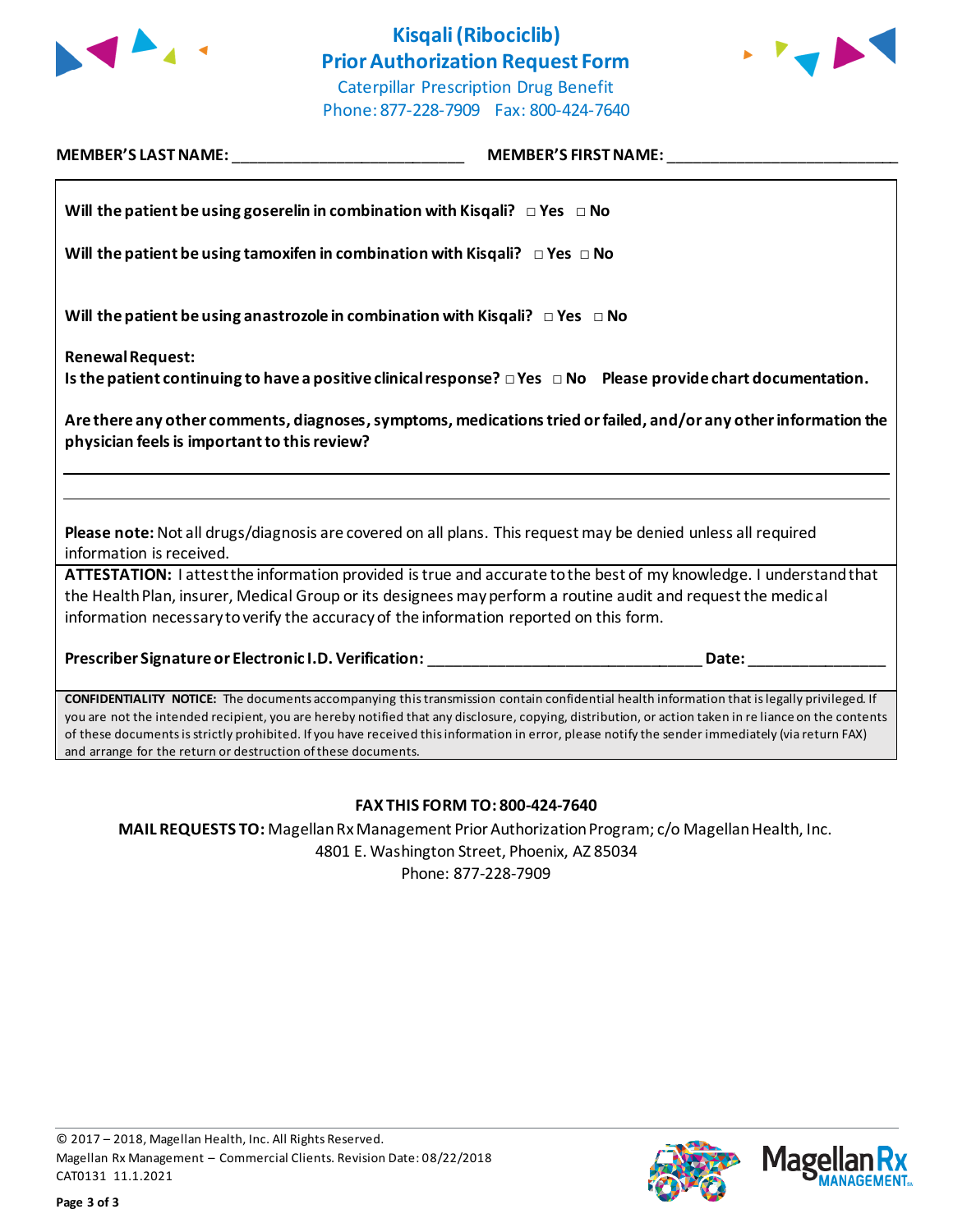# Kisqali (Ribociclib) Prior Authorization Request Form

Caterpillar Prescription Drug Benefit
Phone: 877-228-7909 Fax: 800-424-7640

**MEMBER'S LAST NAME:** ___________________________ **MEMBER'S FIRST NAME:** ___________________________

**Will the patient be using goserelin in combination with Kisqali?** □ Yes □ No

**Will the patient be using tamoxifen in combination with Kisqali?** □ Yes □ No

**Will the patient be using anastrozole in combination with Kisqali?** □ Yes □ No

**Renewal Request:**
**Is the patient continuing to have a positive clinical response?** □ Yes □ No **Please provide chart documentation.**

**Are there any other comments, diagnoses, symptoms, medications tried or failed, and/or any other information the physician feels is important to this review?**

______________________________________________________________________________

______________________________________________________________________________

**Please note:** Not all drugs/diagnosis are covered on all plans. This request may be denied unless all required information is received.

**ATTESTATION:** I attest the information provided is true and accurate to the best of my knowledge. I understand that the Health Plan, insurer, Medical Group or its designees may perform a routine audit and request the medical information necessary to verify the accuracy of the information reported on this form.

**Prescriber Signature or Electronic I.D. Verification:** _______________________________ **Date:** ________________

**CONFIDENTIALITY NOTICE:** The documents accompanying this transmission contain confidential health information that is legally privileged. If you are not the intended recipient, you are hereby notified that any disclosure, copying, distribution, or action taken in reliance on the contents of these documents is strictly prohibited. If you have received this information in error, please notify the sender immediately (via return FAX) and arrange for the return or destruction of these documents.

**FAX THIS FORM TO: 800-424-7640**

**MAIL REQUESTS TO:** Magellan Rx Management Prior Authorization Program; c/o Magellan Health, Inc.
4801 E. Washington Street, Phoenix, AZ 85034
Phone: 877-228-7909

© 2017 – 2018, Magellan Health, Inc. All Rights Reserved.
Magellan Rx Management – Commercial Clients. Revision Date: 08/22/2018
CAT0131 11.1.2021